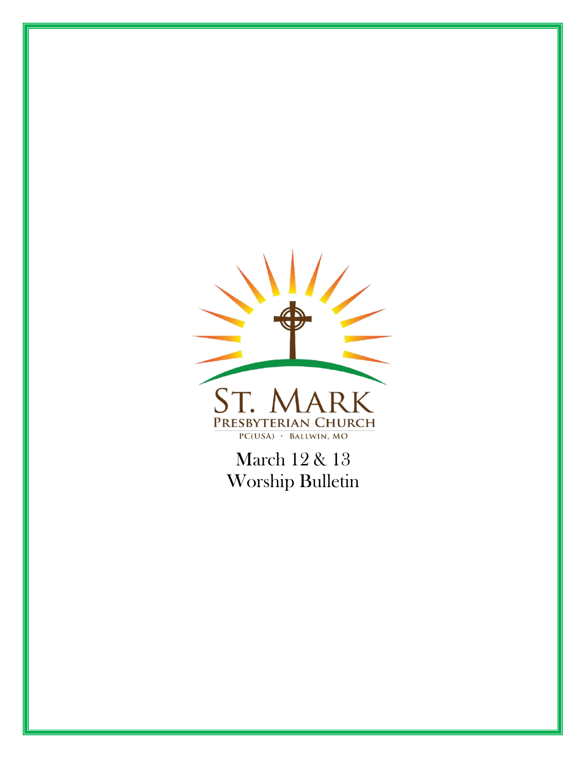ST. MARK

PRESBYTERIAN CHURCH

PC(USA) · BALLWIN, MO

March 12 & 13

Worship Bulletin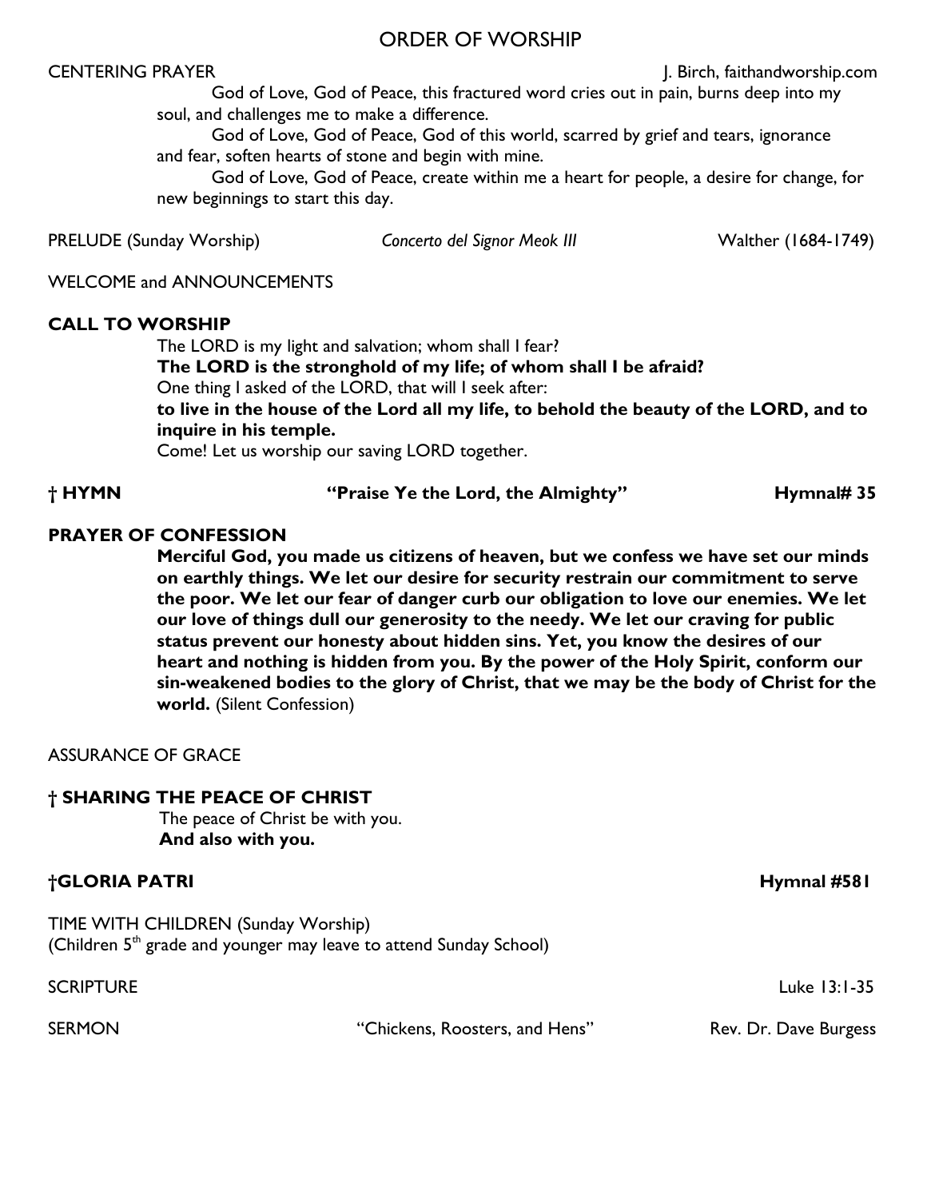# ORDER OF WORSHIP

CENTERING PRAYER J. Birch, faithandworship.com

God of Love, God of Peace, this fractured word cries out in pain, burns deep into my soul, and challenges me to make a difference.

God of Love, God of Peace, God of this world, scarred by grief and tears, ignorance and fear, soften hearts of stone and begin with mine.

God of Love, God of Peace, create within me a heart for people, a desire for change, for new beginnings to start this day.

PRELUDE (Sunday Worship) *Concerto del Signor Meok III* Walther (1684-1749)

WELCOME and ANNOUNCEMENTS

**CALL TO WORSHIP**

The LORD is my light and salvation; whom shall I fear?
**The LORD is the stronghold of my life; of whom shall I be afraid?**
One thing I asked of the LORD, that will I seek after:
**to live in the house of the Lord all my life, to behold the beauty of the LORD, and to inquire in his temple.**
Come! Let us worship our saving LORD together.

**† HYMN "Praise Ye the Lord, the Almighty" Hymnal# 35**

**PRAYER OF CONFESSION**

**Merciful God, you made us citizens of heaven, but we confess we have set our minds on earthly things. We let our desire for security restrain our commitment to serve the poor. We let our fear of danger curb our obligation to love our enemies. We let our love of things dull our generosity to the needy. We let our craving for public status prevent our honesty about hidden sins. Yet, you know the desires of our heart and nothing is hidden from you. By the power of the Holy Spirit, conform our sin-weakened bodies to the glory of Christ, that we may be the body of Christ for the world.** (Silent Confession)

ASSURANCE OF GRACE

**† SHARING THE PEACE OF CHRIST**

The peace of Christ be with you.
**And also with you.**

**†GLORIA PATRI Hymnal #581**

TIME WITH CHILDREN (Sunday Worship)
(Children 5th grade and younger may leave to attend Sunday School)

SCRIPTURE Luke 13:1-35

SERMON "Chickens, Roosters, and Hens" Rev. Dr. Dave Burgess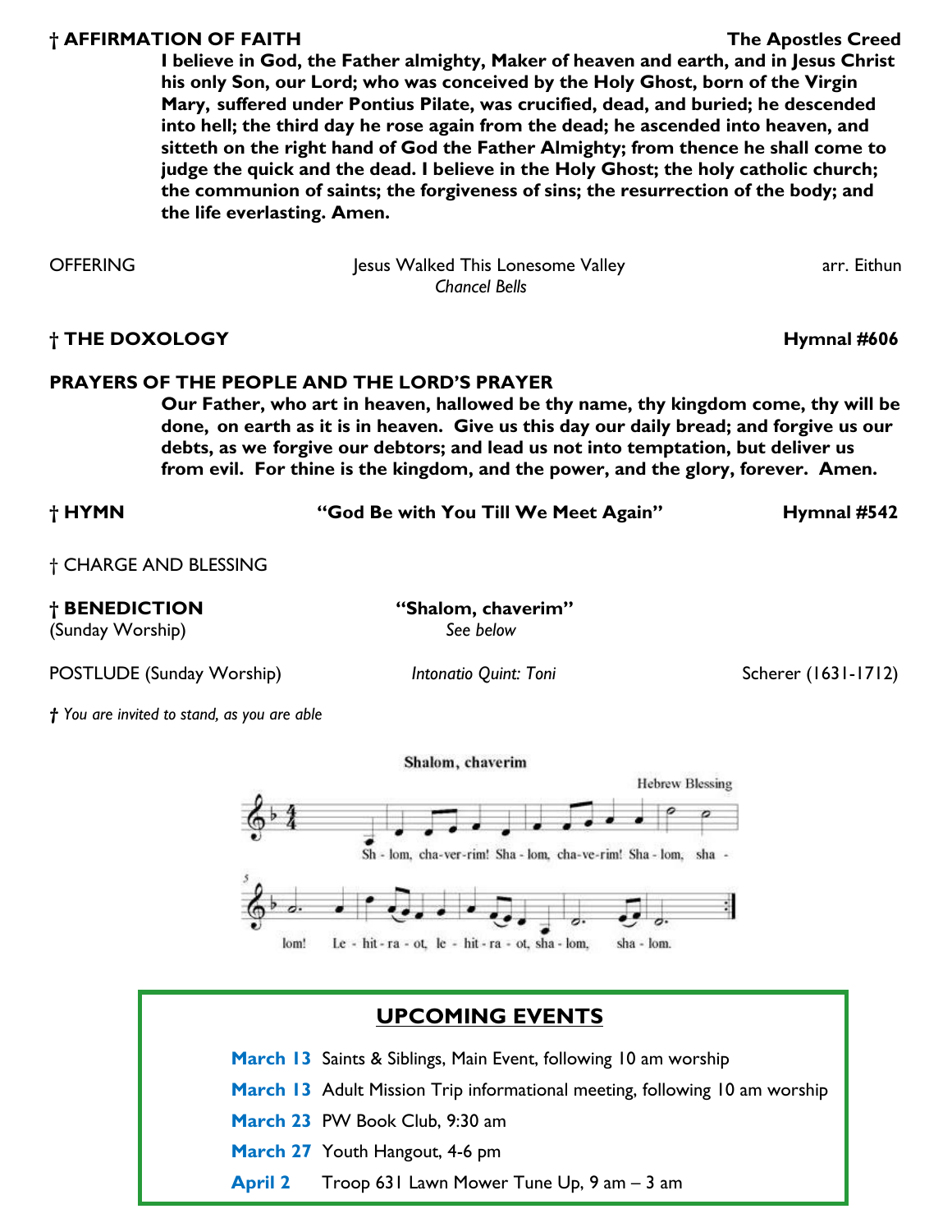**† AFFIRMATION OF FAITH** **The Apostles Creed**

**I believe in God, the Father almighty, Maker of heaven and earth, and in Jesus Christ his only Son, our Lord; who was conceived by the Holy Ghost, born of the Virgin Mary, suffered under Pontius Pilate, was crucified, dead, and buried; he descended into hell; the third day he rose again from the dead; he ascended into heaven, and sitteth on the right hand of God the Father Almighty; from thence he shall come to judge the quick and the dead. I believe in the Holy Ghost; the holy catholic church; the communion of saints; the forgiveness of sins; the resurrection of the body; and the life everlasting. Amen.**

OFFERING — Jesus Walked This Lonesome Valley — arr. Eithun
*Chancel Bells*

**† THE DOXOLOGY** **Hymnal #606**

**PRAYERS OF THE PEOPLE AND THE LORD'S PRAYER**

**Our Father, who art in heaven, hallowed be thy name, thy kingdom come, thy will be done, on earth as it is in heaven. Give us this day our daily bread; and forgive us our debts, as we forgive our debtors; and lead us not into temptation, but deliver us from evil. For thine is the kingdom, and the power, and the glory, forever. Amen.**

**† HYMN** **"God Be with You Till We Meet Again"** **Hymnal #542**

† CHARGE AND BLESSING

**† BENEDICTION** **"Shalom, chaverim"**
(Sunday Worship) *See below*

POSTLUDE (Sunday Worship) — *Intonatio Quint: Toni* — Scherer (1631-1712)

*† You are invited to stand, as you are able*

**Shalom, chaverim**

Hebrew Blessing

Sh - lom, cha-ver-rim! Sha - lom, cha-ve-rim! Sha - lom, sha - lom! Le - hit - ra - ot, le - hit - ra - ot, sha - lom, sha - lom.

## UPCOMING EVENTS

**March 13** Saints & Siblings, Main Event, following 10 am worship
**March 13** Adult Mission Trip informational meeting, following 10 am worship
**March 23** PW Book Club, 9:30 am
**March 27** Youth Hangout, 4-6 pm
**April 2** Troop 631 Lawn Mower Tune Up, 9 am – 3 am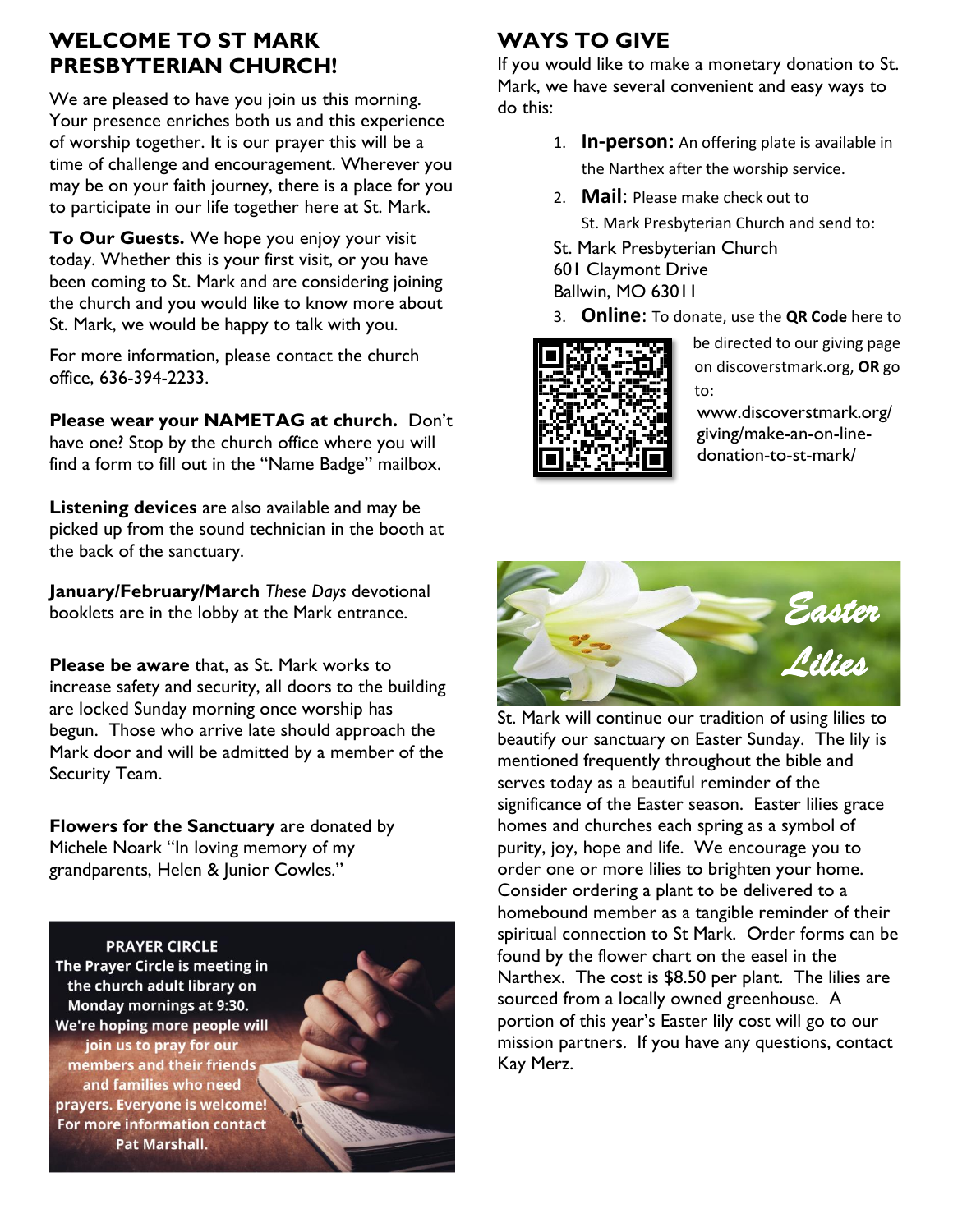## WELCOME TO ST MARK PRESBYTERIAN CHURCH!

We are pleased to have you join us this morning. Your presence enriches both us and this experience of worship together. It is our prayer this will be a time of challenge and encouragement. Wherever you may be on your faith journey, there is a place for you to participate in our life together here at St. Mark.

**To Our Guests.** We hope you enjoy your visit today. Whether this is your first visit, or you have been coming to St. Mark and are considering joining the church and you would like to know more about St. Mark, we would be happy to talk with you.

For more information, please contact the church office, 636-394-2233.

**Please wear your NAMETAG at church.** Don't have one? Stop by the church office where you will find a form to fill out in the "Name Badge" mailbox.

**Listening devices** are also available and may be picked up from the sound technician in the booth at the back of the sanctuary.

**January/February/March** *These Days* devotional booklets are in the lobby at the Mark entrance.

**Please be aware** that, as St. Mark works to increase safety and security, all doors to the building are locked Sunday morning once worship has begun. Those who arrive late should approach the Mark door and will be admitted by a member of the Security Team.

**Flowers for the Sanctuary** are donated by Michele Noark "In loving memory of my grandparents, Helen & Junior Cowles."

**PRAYER CIRCLE**
**The Prayer Circle is meeting in the church adult library on Monday mornings at 9:30. We're hoping more people will join us to pray for our members and their friends and families who need prayers. Everyone is welcome! For more information contact Pat Marshall.**

## WAYS TO GIVE

If you would like to make a monetary donation to St. Mark, we have several convenient and easy ways to do this:

1. **In-person:** An offering plate is available in the Narthex after the worship service.
2. **Mail**: Please make check out to St. Mark Presbyterian Church and send to:

   St. Mark Presbyterian Church
   601 Claymont Drive
   Ballwin, MO 63011
3. **Online**: To donate, use the **QR Code** here to be directed to our giving page on discoverstmark.org, **OR** go to: www.discoverstmark.org/giving/make-an-on-line-donation-to-st-mark/

## Easter Lilies

St. Mark will continue our tradition of using lilies to beautify our sanctuary on Easter Sunday. The lily is mentioned frequently throughout the bible and serves today as a beautiful reminder of the significance of the Easter season. Easter lilies grace homes and churches each spring as a symbol of purity, joy, hope and life. We encourage you to order one or more lilies to brighten your home. Consider ordering a plant to be delivered to a homebound member as a tangible reminder of their spiritual connection to St Mark. Order forms can be found by the flower chart on the easel in the Narthex. The cost is $8.50 per plant. The lilies are sourced from a locally owned greenhouse. A portion of this year's Easter lily cost will go to our mission partners. If you have any questions, contact Kay Merz.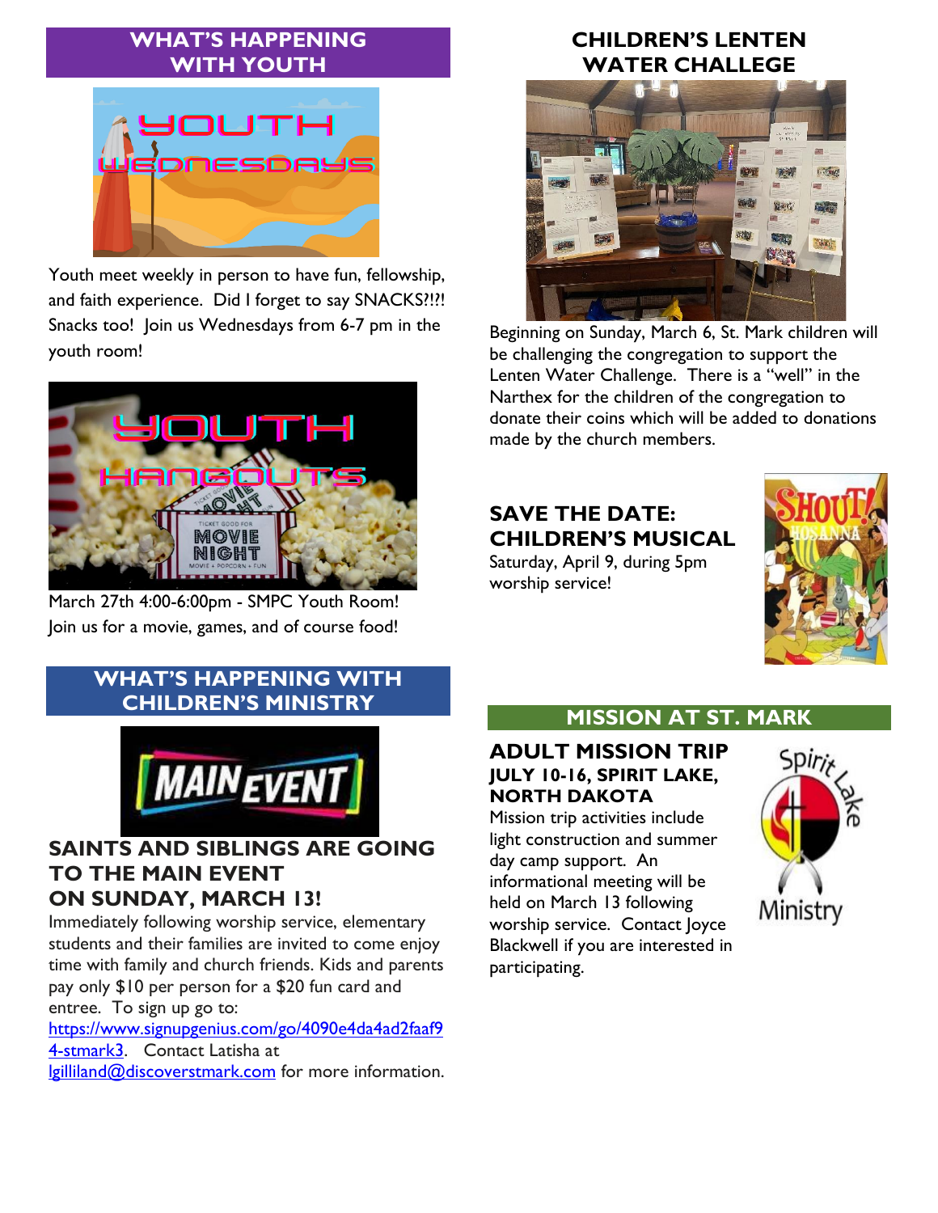## WHAT'S HAPPENING WITH YOUTH

Youth meet weekly in person to have fun, fellowship, and faith experience. Did I forget to say SNACKS?!?! Snacks too! Join us Wednesdays from 6-7 pm in the youth room!

March 27th 4:00-6:00pm - SMPC Youth Room! Join us for a movie, games, and of course food!

## WHAT'S HAPPENING WITH CHILDREN'S MINISTRY

### SAINTS AND SIBLINGS ARE GOING TO THE MAIN EVENT ON SUNDAY, MARCH 13!

Immediately following worship service, elementary students and their families are invited to come enjoy time with family and church friends. Kids and parents pay only $10 per person for a $20 fun card and entree. To sign up go to: https://www.signupgenius.com/go/4090e4da4ad2faaf94-stmark3. Contact Latisha at lgilliland@discoverstmark.com for more information.

## CHILDREN'S LENTEN WATER CHALLEGE

Beginning on Sunday, March 6, St. Mark children will be challenging the congregation to support the Lenten Water Challenge. There is a "well" in the Narthex for the children of the congregation to donate their coins which will be added to donations made by the church members.

### SAVE THE DATE: CHILDREN'S MUSICAL

Saturday, April 9, during 5pm worship service!

## MISSION AT ST. MARK

### ADULT MISSION TRIP

#### JULY 10-16, SPIRIT LAKE, NORTH DAKOTA

Mission trip activities include light construction and summer day camp support. An informational meeting will be held on March 13 following worship service. Contact Joyce Blackwell if you are interested in participating.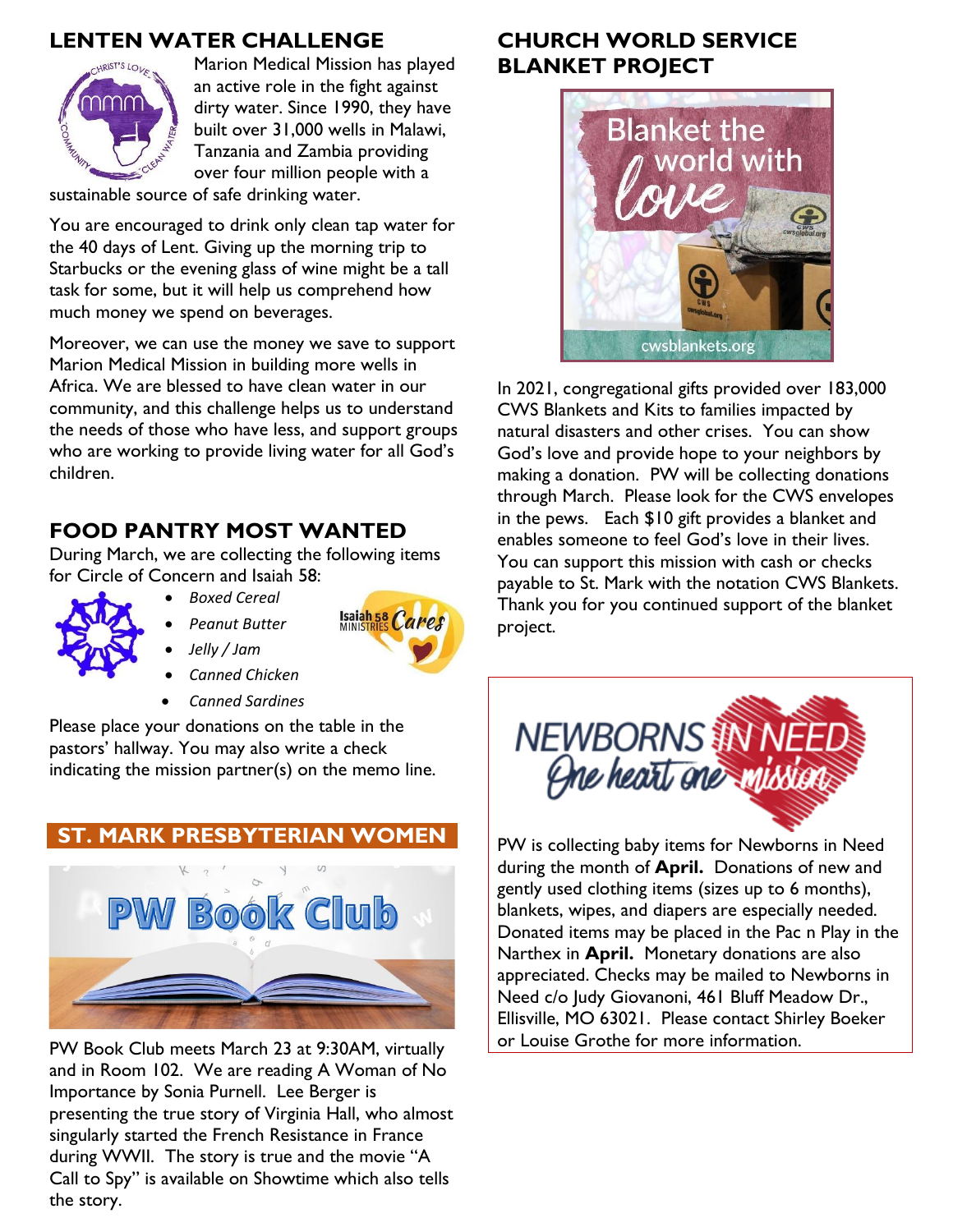## LENTEN WATER CHALLENGE

Marion Medical Mission has played an active role in the fight against dirty water. Since 1990, they have built over 31,000 wells in Malawi, Tanzania and Zambia providing over four million people with a sustainable source of safe drinking water.

You are encouraged to drink only clean tap water for the 40 days of Lent. Giving up the morning trip to Starbucks or the evening glass of wine might be a tall task for some, but it will help us comprehend how much money we spend on beverages.

Moreover, we can use the money we save to support Marion Medical Mission in building more wells in Africa. We are blessed to have clean water in our community, and this challenge helps us to understand the needs of those who have less, and support groups who are working to provide living water for all God's children.

## FOOD PANTRY MOST WANTED

During March, we are collecting the following items for Circle of Concern and Isaiah 58:

- *Boxed Cereal*
- *Peanut Butter*
- *Jelly / Jam*
- *Canned Chicken*
- *Canned Sardines*

Please place your donations on the table in the pastors' hallway. You may also write a check indicating the mission partner(s) on the memo line.

## ST. MARK PRESBYTERIAN WOMEN

PW Book Club

PW Book Club meets March 23 at 9:30AM, virtually and in Room 102. We are reading A Woman of No Importance by Sonia Purnell. Lee Berger is presenting the true story of Virginia Hall, who almost singularly started the French Resistance in France during WWII. The story is true and the movie "A Call to Spy" is available on Showtime which also tells the story.

## CHURCH WORLD SERVICE BLANKET PROJECT

Blanket the world with love

cwsblankets.org

In 2021, congregational gifts provided over 183,000 CWS Blankets and Kits to families impacted by natural disasters and other crises. You can show God's love and provide hope to your neighbors by making a donation. PW will be collecting donations through March. Please look for the CWS envelopes in the pews. Each $10 gift provides a blanket and enables someone to feel God's love in their lives. You can support this mission with cash or checks payable to St. Mark with the notation CWS Blankets. Thank you for you continued support of the blanket project.

NEWBORNS IN NEED
One heart one mission

PW is collecting baby items for Newborns in Need during the month of **April.** Donations of new and gently used clothing items (sizes up to 6 months), blankets, wipes, and diapers are especially needed. Donated items may be placed in the Pac n Play in the Narthex in **April.** Monetary donations are also appreciated. Checks may be mailed to Newborns in Need c/o Judy Giovanoni, 461 Bluff Meadow Dr., Ellisville, MO 63021. Please contact Shirley Boeker or Louise Grothe for more information.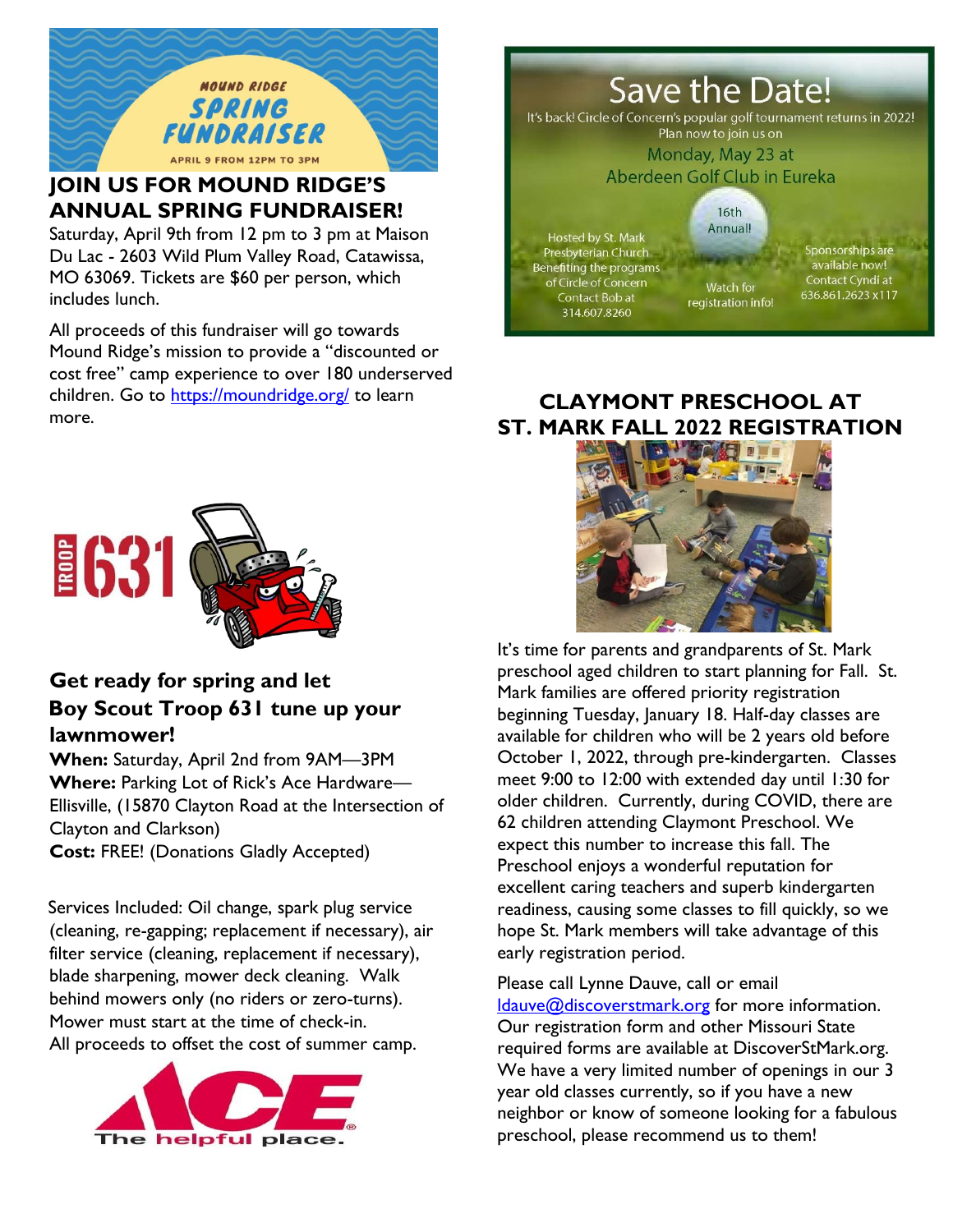MOUND RIDGE SPRING FUNDRAISER

APRIL 9 FROM 12PM TO 3PM

## JOIN US FOR MOUND RIDGE'S ANNUAL SPRING FUNDRAISER!

Saturday, April 9th from 12 pm to 3 pm at Maison Du Lac - 2603 Wild Plum Valley Road, Catawissa, MO 63069. Tickets are $60 per person, which includes lunch.

All proceeds of this fundraiser will go towards Mound Ridge's mission to provide a "discounted or cost free" camp experience to over 180 underserved children. Go to https://moundridge.org/ to learn more.

TROOP 631

### Get ready for spring and let Boy Scout Troop 631 tune up your lawnmower!

**When:** Saturday, April 2nd from 9AM—3PM
**Where:** Parking Lot of Rick's Ace Hardware—Ellisville, (15870 Clayton Road at the Intersection of Clayton and Clarkson)
**Cost:** FREE! (Donations Gladly Accepted)

Services Included: Oil change, spark plug service (cleaning, re-gapping; replacement if necessary), air filter service (cleaning, replacement if necessary), blade sharpening, mower deck cleaning. Walk behind mowers only (no riders or zero-turns). Mower must start at the time of check-in.
All proceeds to offset the cost of summer camp.

ACE The helpful place.

## Save the Date!

It's back! Circle of Concern's popular golf tournament returns in 2022! Plan now to join us on

Monday, May 23 at
Aberdeen Golf Club in Eureka

16th Annual!

Hosted by St. Mark Presbyterian Church Benefiting the programs of Circle of Concern Contact Bob at 314.607.8260

Watch for registration info!

Sponsorships are available now! Contact Cyndi at 636.861.2623 x117

## CLAYMONT PRESCHOOL AT ST. MARK FALL 2022 REGISTRATION

It's time for parents and grandparents of St. Mark preschool aged children to start planning for Fall. St. Mark families are offered priority registration beginning Tuesday, January 18. Half-day classes are available for children who will be 2 years old before October 1, 2022, through pre-kindergarten. Classes meet 9:00 to 12:00 with extended day until 1:30 for older children. Currently, during COVID, there are 62 children attending Claymont Preschool. We expect this number to increase this fall. The Preschool enjoys a wonderful reputation for excellent caring teachers and superb kindergarten readiness, causing some classes to fill quickly, so we hope St. Mark members will take advantage of this early registration period.

Please call Lynne Dauve, call or email ldauve@discoverstmark.org for more information. Our registration form and other Missouri State required forms are available at DiscoverStMark.org. We have a very limited number of openings in our 3 year old classes currently, so if you have a new neighbor or know of someone looking for a fabulous preschool, please recommend us to them!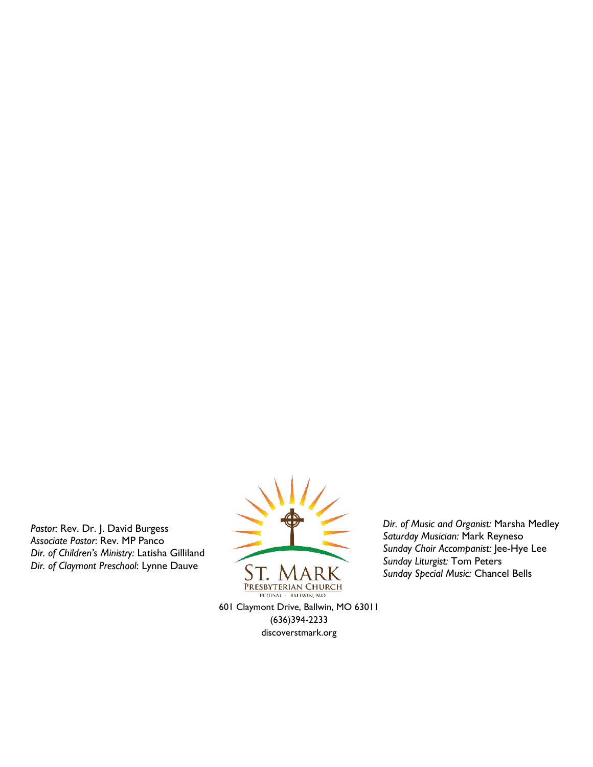*Pastor:* Rev. Dr. J. David Burgess
*Associate Pastor*: Rev. MP Panco
*Dir. of Children's Ministry:* Latisha Gilliland
*Dir. of Claymont Preschool*: Lynne Dauve

ST. MARK
PRESBYTERIAN CHURCH
PC(USA) · BALLWIN, MO

601 Claymont Drive, Ballwin, MO 63011
(636)394-2233
discoverstmark.org

*Dir. of Music and Organist:* Marsha Medley
*Saturday Musician:* Mark Reyneso
*Sunday Choir Accompanist:* Jee-Hye Lee
*Sunday Liturgist:* Tom Peters
*Sunday Special Music:* Chancel Bells